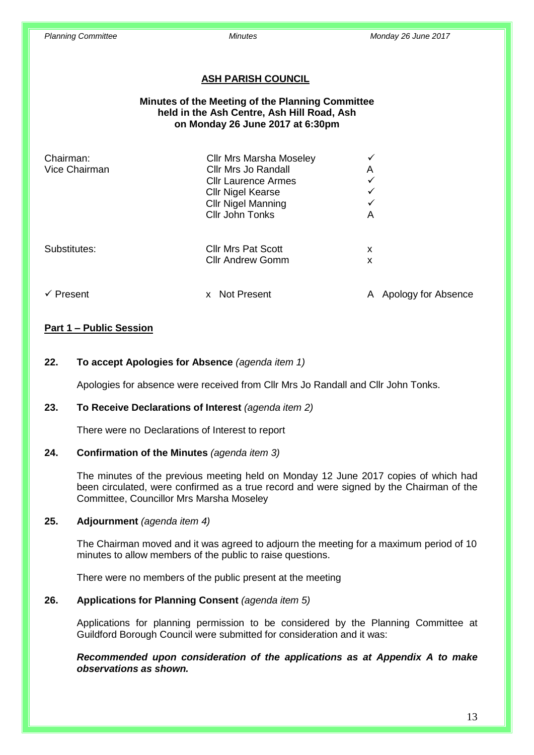## ASH PARISH COUNCIL

**Minutes of the Meeting of the Planning Committee held in the Ash Centre, Ash Hill Road, Ash on Monday 26 June 2017 at 6:30pm**

| | | |
|---|---|---|
| Chairman: | Cllr Mrs Marsha Moseley | ✓ |
| Vice Chairman | Cllr Mrs Jo Randall | A |
| | Cllr Laurence Armes | ✓ |
| | Cllr Nigel Kearse | ✓ |
| | Cllr Nigel Manning | ✓ |
| | Cllr John Tonks | A |
| Substitutes: | Cllr Mrs Pat Scott | x |
| | Cllr Andrew Gomm | x |

✓ Present x Not Present A Apology for Absence

### Part 1 – Public Session

**22. To accept Apologies for Absence** *(agenda item 1)*

Apologies for absence were received from Cllr Mrs Jo Randall and Cllr John Tonks.

**23. To Receive Declarations of Interest** *(agenda item 2)*

There were no Declarations of Interest to report

**24. Confirmation of the Minutes** *(agenda item 3)*

The minutes of the previous meeting held on Monday 12 June 2017 copies of which had been circulated, were confirmed as a true record and were signed by the Chairman of the Committee, Councillor Mrs Marsha Moseley

**25. Adjournment** *(agenda item 4)*

The Chairman moved and it was agreed to adjourn the meeting for a maximum period of 10 minutes to allow members of the public to raise questions.

There were no members of the public present at the meeting

**26. Applications for Planning Consent** *(agenda item 5)*

Applications for planning permission to be considered by the Planning Committee at Guildford Borough Council were submitted for consideration and it was:

***Recommended upon consideration of the applications as at Appendix A to make observations as shown.***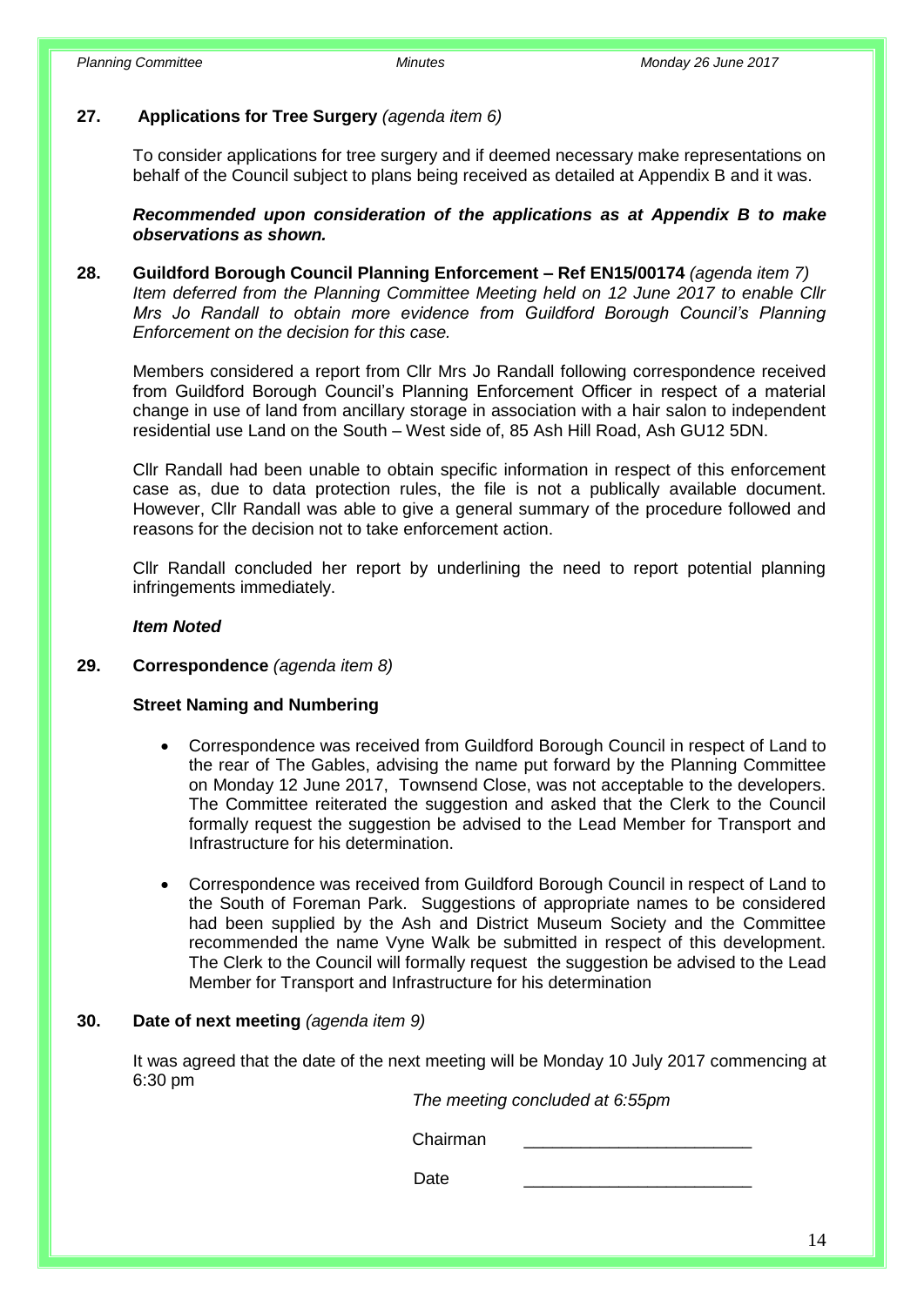**27. Applications for Tree Surgery** *(agenda item 6)*

To consider applications for tree surgery and if deemed necessary make representations on behalf of the Council subject to plans being received as detailed at Appendix B and it was.

***Recommended upon consideration of the applications as at Appendix B to make observations as shown.***

**28. Guildford Borough Council Planning Enforcement – Ref EN15/00174** *(agenda item 7)*
*Item deferred from the Planning Committee Meeting held on 12 June 2017 to enable Cllr Mrs Jo Randall to obtain more evidence from Guildford Borough Council's Planning Enforcement on the decision for this case.*

Members considered a report from Cllr Mrs Jo Randall following correspondence received from Guildford Borough Council's Planning Enforcement Officer in respect of a material change in use of land from ancillary storage in association with a hair salon to independent residential use Land on the South – West side of, 85 Ash Hill Road, Ash GU12 5DN.

Cllr Randall had been unable to obtain specific information in respect of this enforcement case as, due to data protection rules, the file is not a publically available document. However, Cllr Randall was able to give a general summary of the procedure followed and reasons for the decision not to take enforcement action.

Cllr Randall concluded her report by underlining the need to report potential planning infringements immediately.

***Item Noted***

**29. Correspondence** *(agenda item 8)*

**Street Naming and Numbering**

- Correspondence was received from Guildford Borough Council in respect of Land to the rear of The Gables, advising the name put forward by the Planning Committee on Monday 12 June 2017, Townsend Close, was not acceptable to the developers. The Committee reiterated the suggestion and asked that the Clerk to the Council formally request the suggestion be advised to the Lead Member for Transport and Infrastructure for his determination.
- Correspondence was received from Guildford Borough Council in respect of Land to the South of Foreman Park. Suggestions of appropriate names to be considered had been supplied by the Ash and District Museum Society and the Committee recommended the name Vyne Walk be submitted in respect of this development. The Clerk to the Council will formally request the suggestion be advised to the Lead Member for Transport and Infrastructure for his determination

**30. Date of next meeting** *(agenda item 9)*

It was agreed that the date of the next meeting will be Monday 10 July 2017 commencing at 6:30 pm

*The meeting concluded at 6:55pm*

Chairman \_\_\_\_\_\_\_\_\_\_\_\_\_\_\_\_\_\_\_\_\_\_\_\_

Date \_\_\_\_\_\_\_\_\_\_\_\_\_\_\_\_\_\_\_\_\_\_\_\_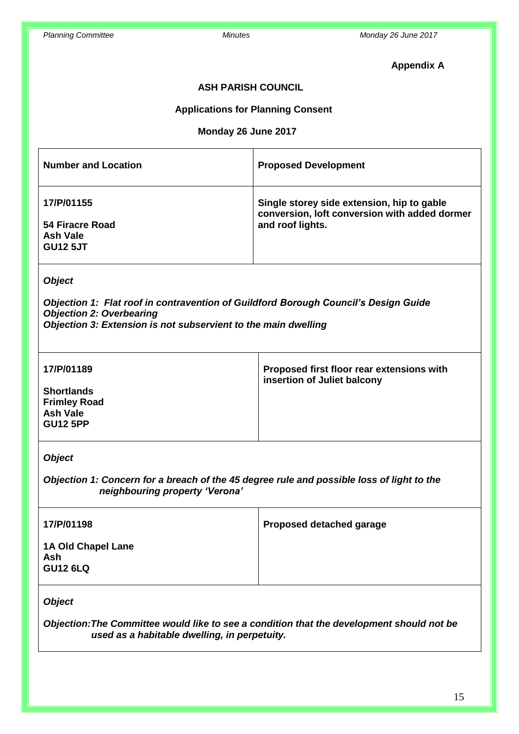**Appendix A**

**ASH PARISH COUNCIL**

**Applications for Planning Consent**

**Monday 26 June 2017**

| **Number and Location** | **Proposed Development** |
|---|---|
| **17/P/01155**<br><br>**54 Firacre Road**<br>**Ash Vale**<br>**GU12 5JT** | **Single storey side extension, hip to gable conversion, loft conversion with added dormer and roof lights.** |
| ***Object***<br><br>***Objection 1: Flat roof in contravention of Guildford Borough Council's Design Guide***<br>***Objection 2: Overbearing***<br>***Objection 3: Extension is not subservient to the main dwelling*** | |
| **17/P/01189**<br><br>**Shortlands**<br>**Frimley Road**<br>**Ash Vale**<br>**GU12 5PP** | **Proposed first floor rear extensions with insertion of Juliet balcony** |
| ***Object***<br><br>***Objection 1: Concern for a breach of the 45 degree rule and possible loss of light to the neighbouring property 'Verona'*** | |
| **17/P/01198**<br><br>**1A Old Chapel Lane**<br>**Ash**<br>**GU12 6LQ** | **Proposed detached garage** |
| ***Object***<br><br>***Objection:The Committee would like to see a condition that the development should not be used as a habitable dwelling, in perpetuity.*** | |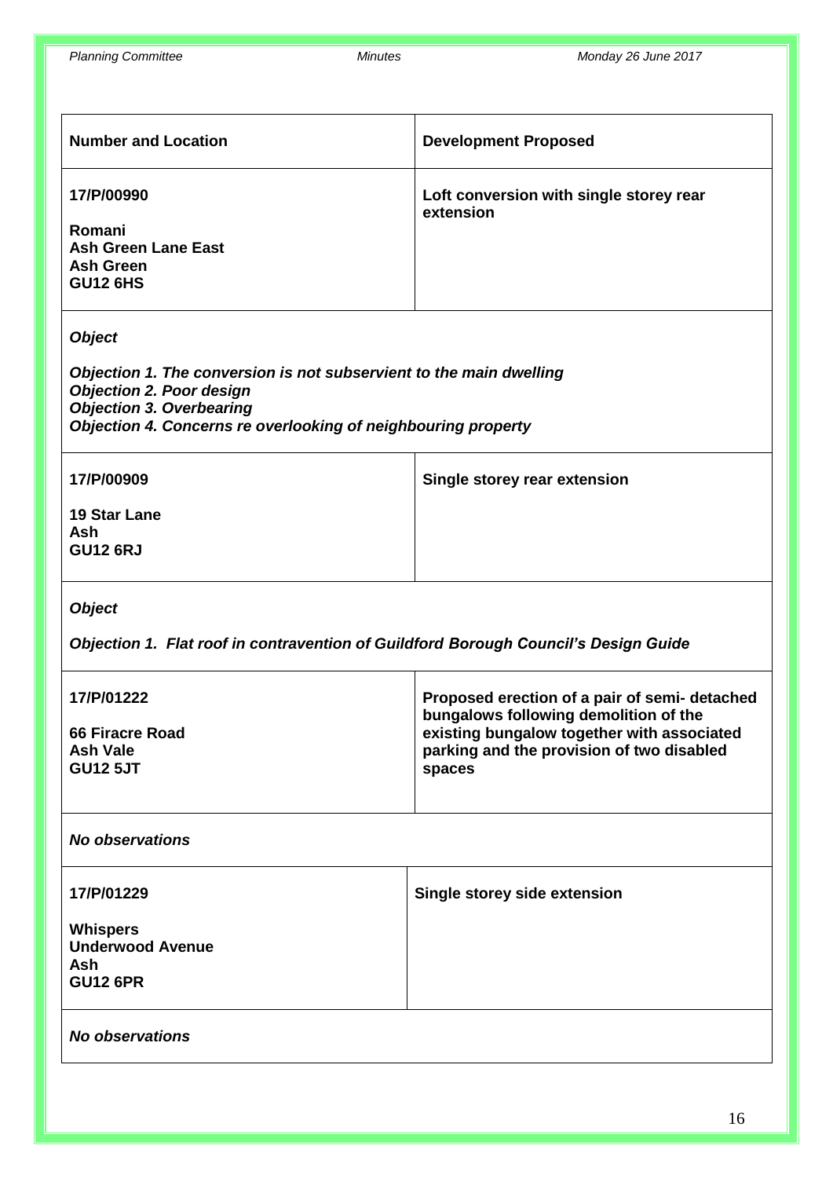| Number and Location | Development Proposed |
|---|---|
| **17/P/00990**<br><br>**Romani**<br>**Ash Green Lane East**<br>**Ash Green**<br>**GU12 6HS** | **Loft conversion with single storey rear extension** |
| ***Object***<br><br>***Objection 1. The conversion is not subservient to the main dwelling***<br>***Objection 2. Poor design***<br>***Objection 3. Overbearing***<br>***Objection 4. Concerns re overlooking of neighbouring property*** | |
| **17/P/00909**<br><br>**19 Star Lane**<br>**Ash**<br>**GU12 6RJ** | **Single storey rear extension** |
| ***Object***<br><br>***Objection 1. Flat roof in contravention of Guildford Borough Council's Design Guide*** | |
| **17/P/01222**<br><br>**66 Firacre Road**<br>**Ash Vale**<br>**GU12 5JT** | **Proposed erection of a pair of semi- detached bungalows following demolition of the existing bungalow together with associated parking and the provision of two disabled spaces** |
| ***No observations*** | |
| **17/P/01229**<br><br>**Whispers**<br>**Underwood Avenue**<br>**Ash**<br>**GU12 6PR** | **Single storey side extension** |
| ***No observations*** | |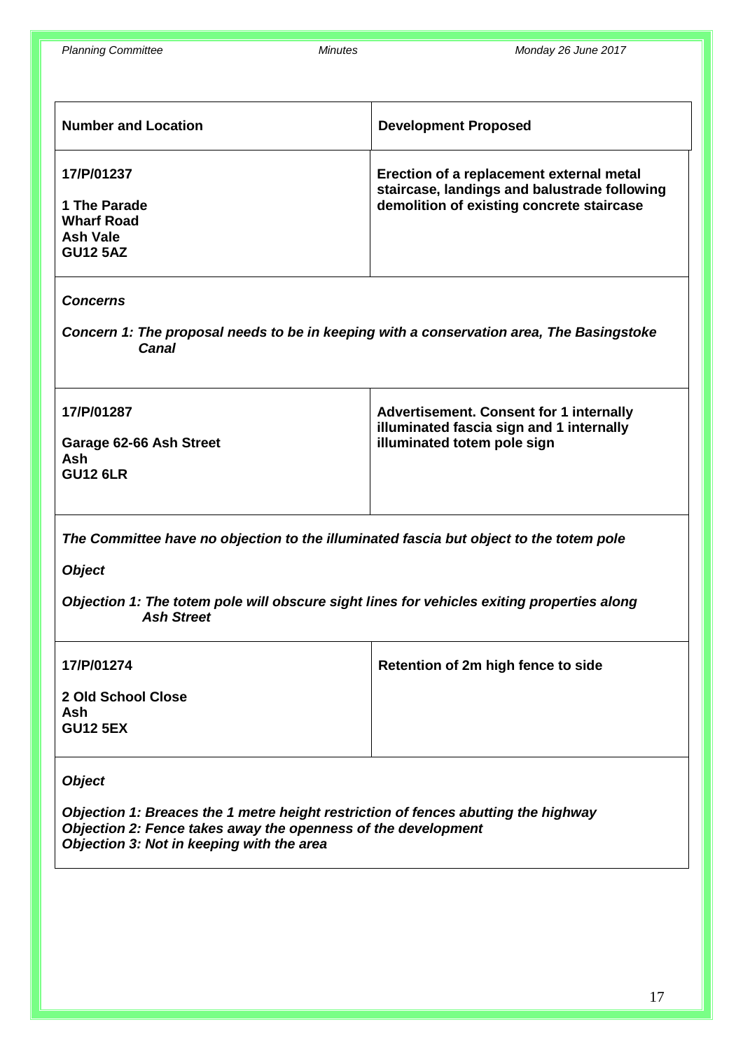| **Number and Location** | **Development Proposed** |
|---|---|
| **17/P/01237**<br><br>**1 The Parade**<br>**Wharf Road**<br>**Ash Vale**<br>**GU12 5AZ** | **Erection of a replacement external metal staircase, landings and balustrade following demolition of existing concrete staircase** |

***Concerns***

***Concern 1: The proposal needs to be in keeping with a conservation area, The Basingstoke Canal***

| | |
|---|---|
| **17/P/01287**<br><br>**Garage 62-66 Ash Street**<br>**Ash**<br>**GU12 6LR** | **Advertisement. Consent for 1 internally illuminated fascia sign and 1 internally illuminated totem pole sign** |

***The Committee have no objection to the illuminated fascia but object to the totem pole***

***Object***

***Objection 1: The totem pole will obscure sight lines for vehicles exiting properties along Ash Street***

| | |
|---|---|
| **17/P/01274**<br><br>**2 Old School Close**<br>**Ash**<br>**GU12 5EX** | **Retention of 2m high fence to side** |

***Object***

***Objection 1: Breaces the 1 metre height restriction of fences abutting the highway***
***Objection 2: Fence takes away the openness of the development***
***Objection 3: Not in keeping with the area***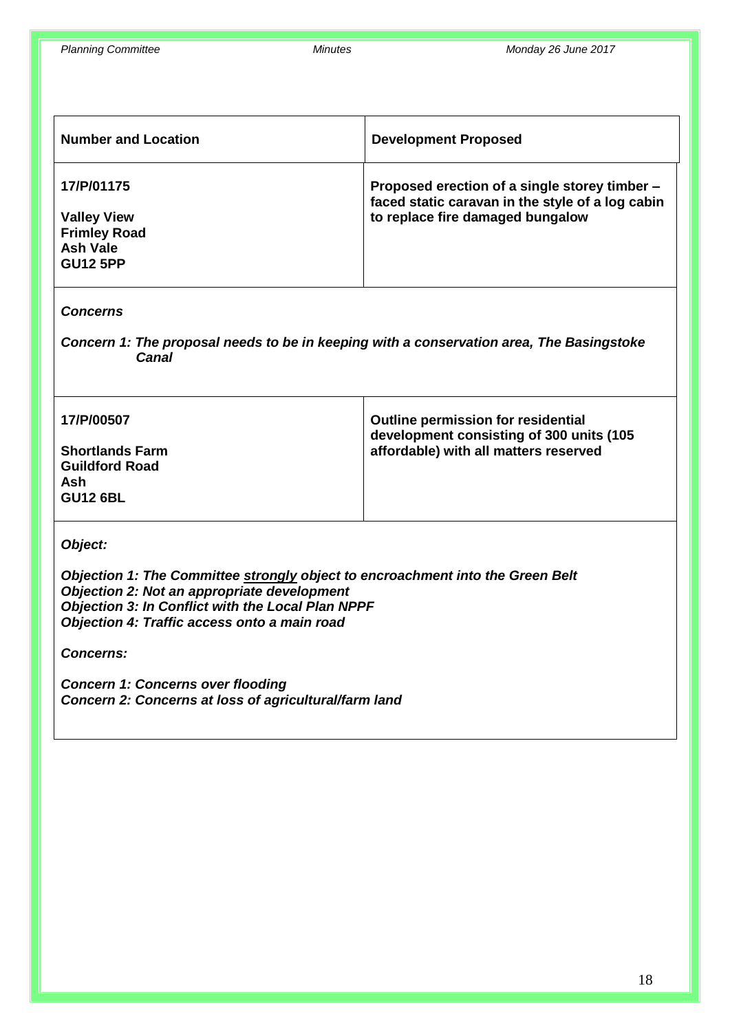| Number and Location | Development Proposed |
|---|---|
| **17/P/01175**<br><br>**Valley View**<br>**Frimley Road**<br>**Ash Vale**<br>**GU12 5PP** | **Proposed erection of a single storey timber – faced static caravan in the style of a log cabin to replace fire damaged bungalow** |

***Concerns***

***Concern 1: The proposal needs to be in keeping with a conservation area, The Basingstoke Canal***

| Number and Location | Development Proposed |
|---|---|
| **17/P/00507**<br><br>**Shortlands Farm**<br>**Guildford Road**<br>**Ash**<br>**GU12 6BL** | **Outline permission for residential development consisting of 300 units (105 affordable) with all matters reserved** |

***Object:***

***Objection 1: The Committee <u>strongly</u> object to encroachment into the Green Belt***
***Objection 2: Not an appropriate development***
***Objection 3: In Conflict with the Local Plan NPPF***
***Objection 4: Traffic access onto a main road***

***Concerns:***

***Concern 1: Concerns over flooding***
***Concern 2: Concerns at loss of agricultural/farm land***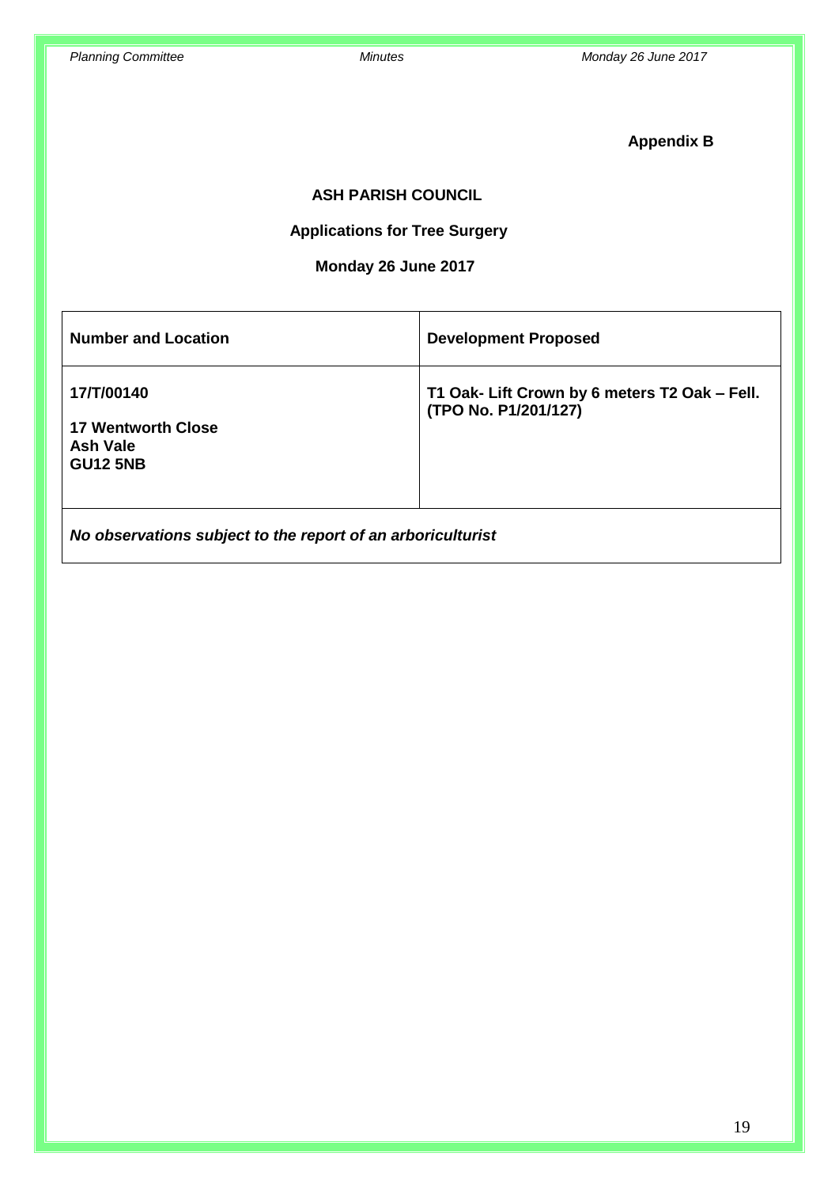**Appendix B**

**ASH PARISH COUNCIL**

**Applications for Tree Surgery**

**Monday 26 June 2017**

| **Number and Location** | **Development Proposed** |
|---|---|
| **17/T/00140**<br><br>**17 Wentworth Close**<br>**Ash Vale**<br>**GU12 5NB** | **T1 Oak- Lift Crown by 6 meters T2 Oak – Fell. (TPO No. P1/201/127)** |
| ***No observations subject to the report of an arboriculturist*** | |